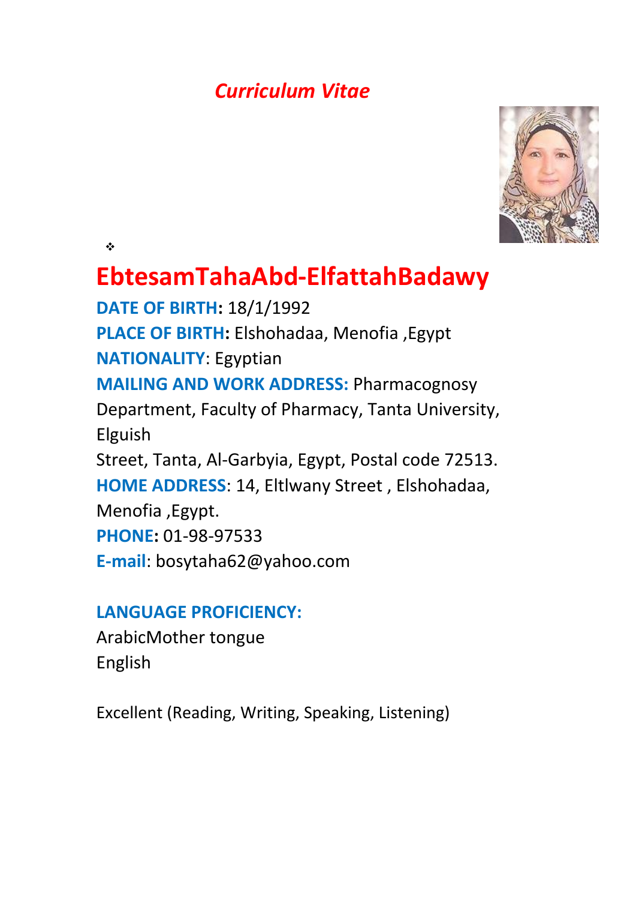# *Curriculum Vitae*

❖

## EbtesamTahaAbd-ElfattahBadawy

**DATE OF BIRTH:** 18/1/1992

**PLACE OF BIRTH:** Elshohadaa, Menofia ,Egypt

**NATIONALITY**: Egyptian

**MAILING AND WORK ADDRESS:** Pharmacognosy Department, Faculty of Pharmacy, Tanta University, Elguish
Street, Tanta, Al-Garbyia, Egypt, Postal code 72513.

**HOME ADDRESS**: 14, Eltlwany Street , Elshohadaa, Menofia ,Egypt.

**PHONE:** 01-98-97533

**E-mail**: bosytaha62@yahoo.com

**LANGUAGE PROFICIENCY:**

ArabicMother tongue
English

Excellent (Reading, Writing, Speaking, Listening)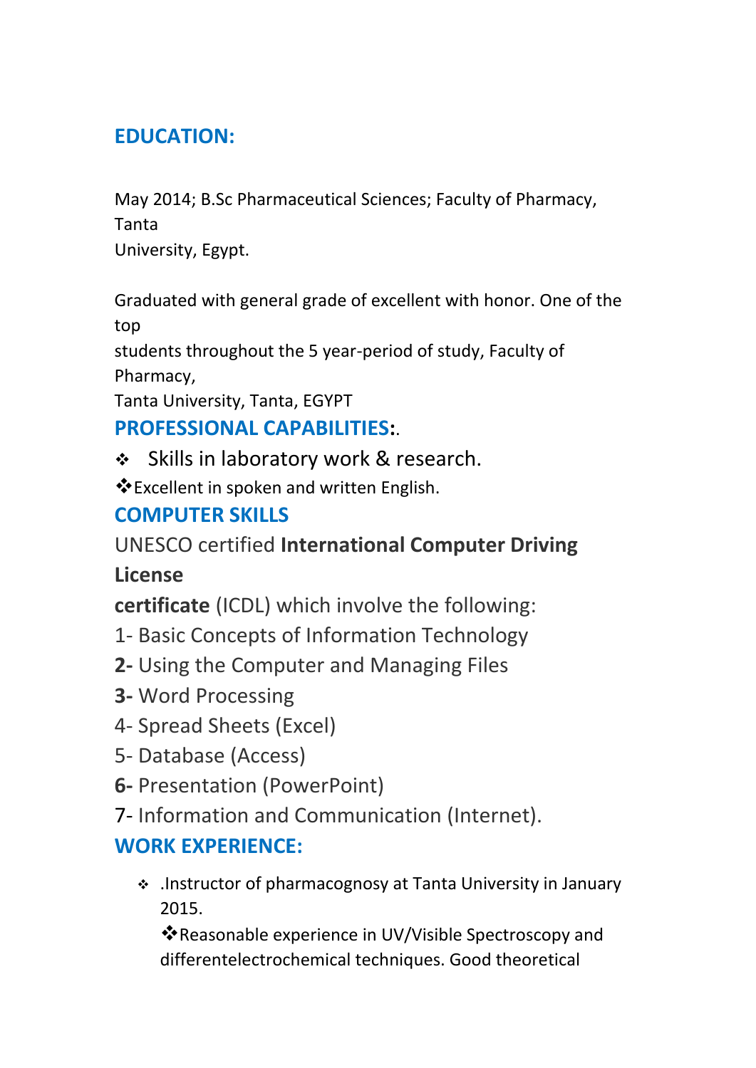## EDUCATION:

May 2014; B.Sc Pharmaceutical Sciences; Faculty of Pharmacy, Tanta University, Egypt.

Graduated with general grade of excellent with honor. One of the top students throughout the 5 year-period of study, Faculty of Pharmacy, Tanta University, Tanta, EGYPT

## PROFESSIONAL CAPABILITIES:.

- Skills in laboratory work & research.
- Excellent in spoken and written English.

## COMPUTER SKILLS

UNESCO certified **International Computer Driving License certificate** (ICDL) which involve the following:

1- Basic Concepts of Information Technology
**2-** Using the Computer and Managing Files
**3-** Word Processing
4- Spread Sheets (Excel)
5- Database (Access)
**6-** Presentation (PowerPoint)
7- Information and Communication (Internet).

## WORK EXPERIENCE:

- .Instructor of pharmacognosy at Tanta University in January 2015.

  ❖Reasonable experience in UV/Visible Spectroscopy and differentelectrochemical techniques. Good theoretical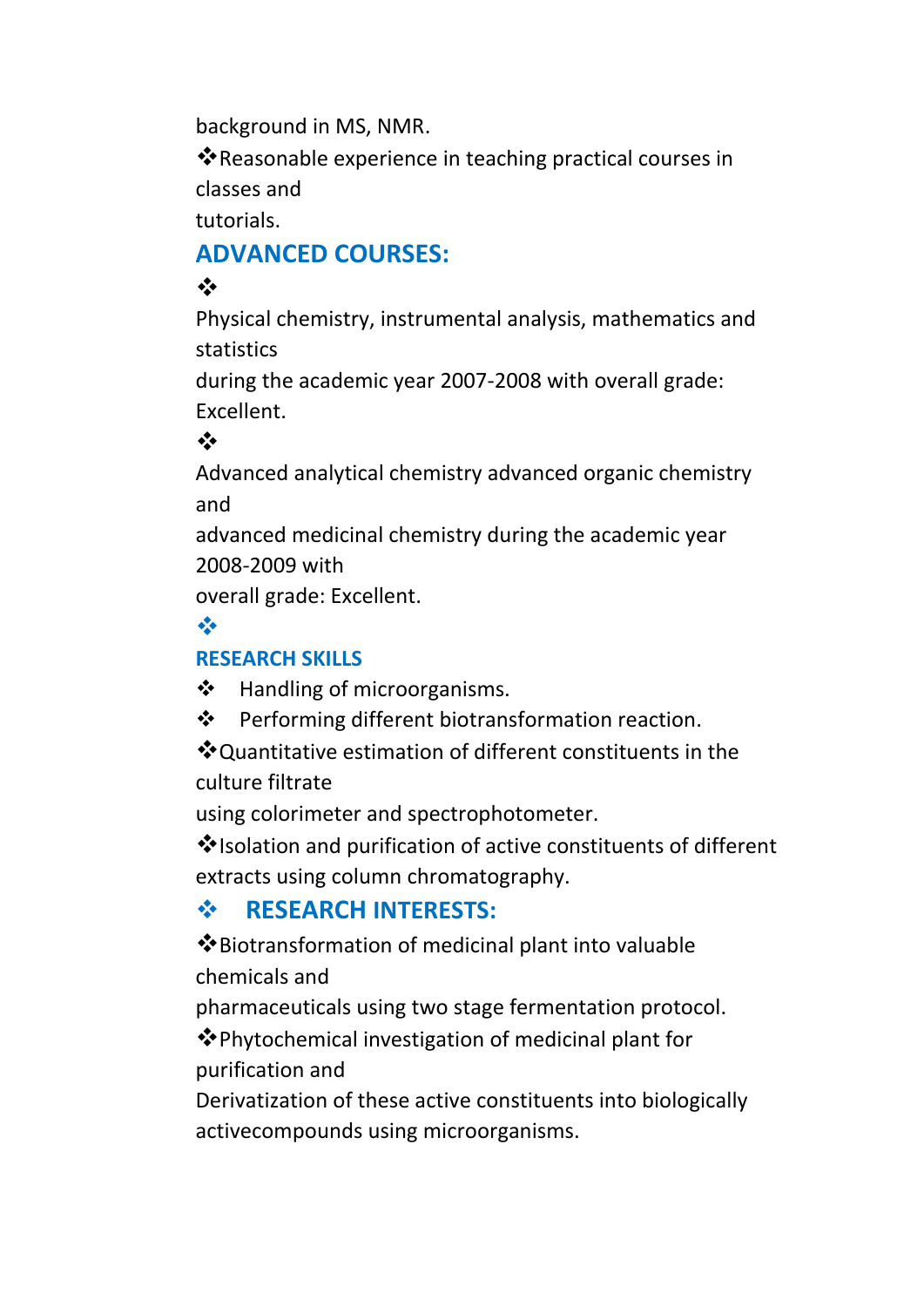background in MS, NMR.

- Reasonable experience in teaching practical courses in classes and tutorials.

## ADVANCED COURSES:

- Physical chemistry, instrumental analysis, mathematics and statistics during the academic year 2007-2008 with overall grade: Excellent.
- Advanced analytical chemistry advanced organic chemistry and advanced medicinal chemistry during the academic year 2008-2009 with overall grade: Excellent.

### RESEARCH SKILLS

- Handling of microorganisms.
- Performing different biotransformation reaction.
- Quantitative estimation of different constituents in the culture filtrate using colorimeter and spectrophotometer.
- Isolation and purification of active constituents of different extracts using column chromatography.

## RESEARCH INTERESTS:

- Biotransformation of medicinal plant into valuable chemicals and pharmaceuticals using two stage fermentation protocol.
- Phytochemical investigation of medicinal plant for purification and Derivatization of these active constituents into biologically activecompounds using microorganisms.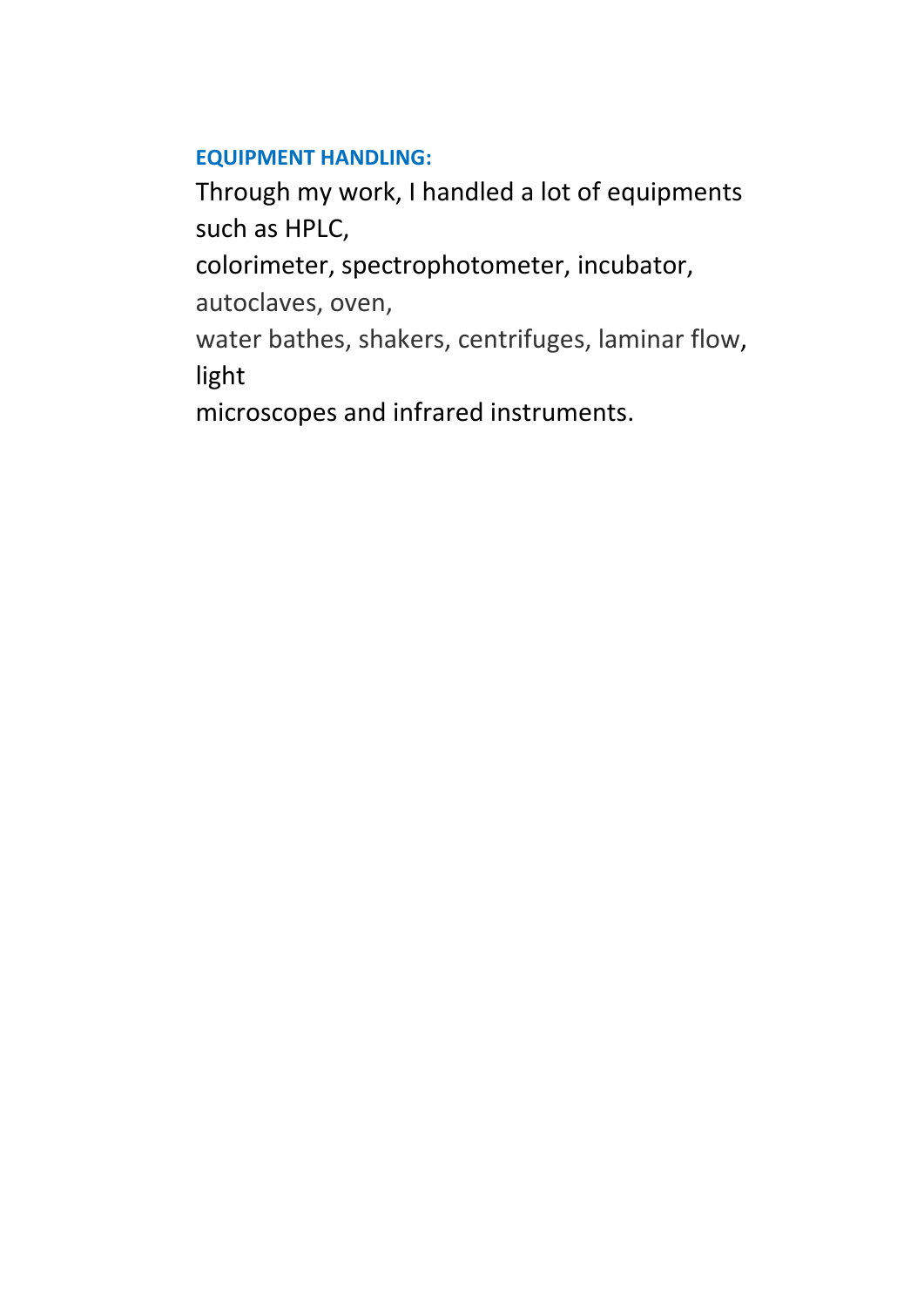**EQUIPMENT HANDLING:**

Through my work, I handled a lot of equipments such as HPLC, colorimeter, spectrophotometer, incubator, autoclaves, oven, water bathes, shakers, centrifuges, laminar flow, light microscopes and infrared instruments.